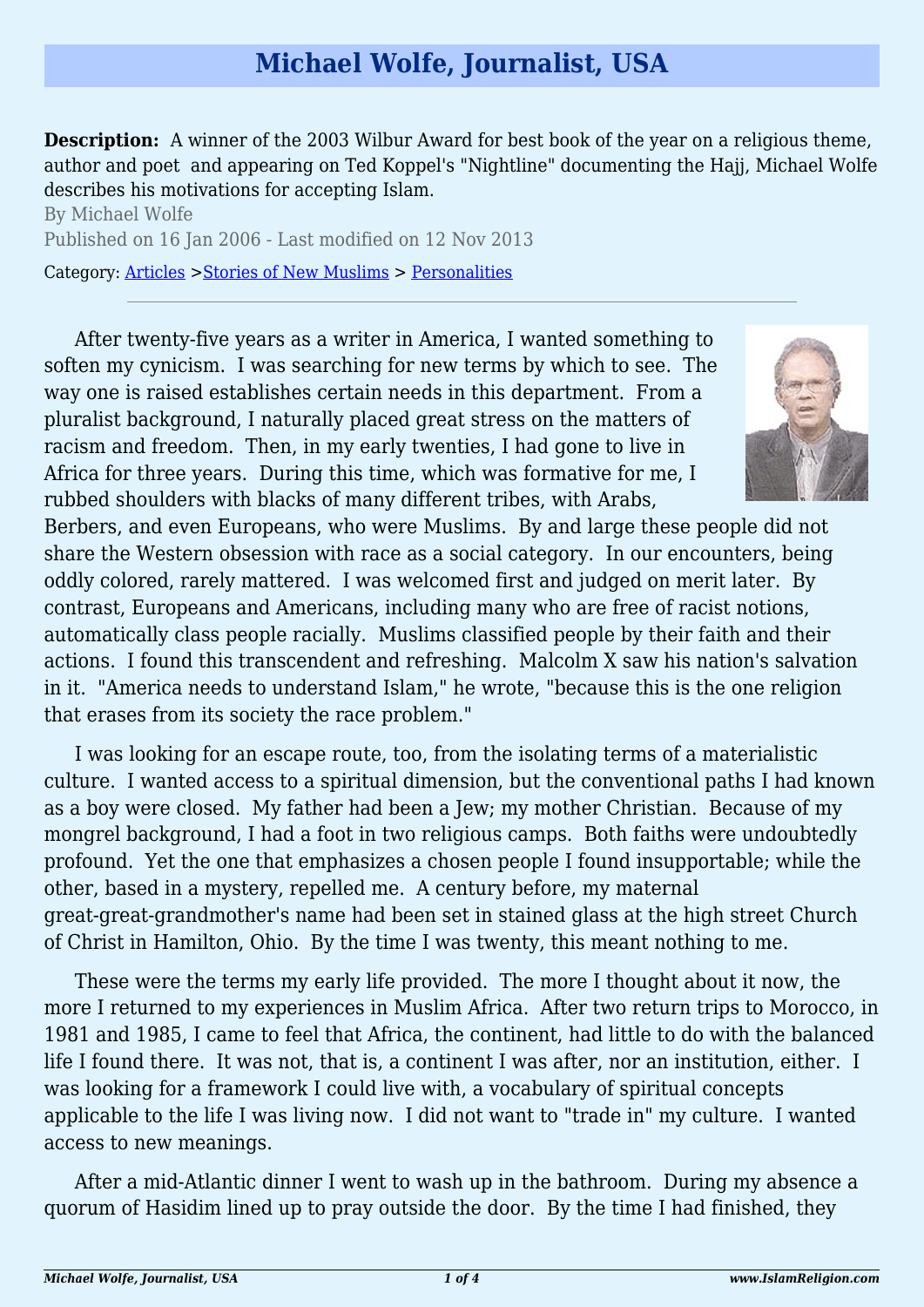# Michael Wolfe, Journalist, USA

**Description:** A winner of the 2003 Wilbur Award for best book of the year on a religious theme, author and poet and appearing on Ted Koppel's "Nightline" documenting the Hajj, Michael Wolfe describes his motivations for accepting Islam.

By Michael Wolfe

Published on 16 Jan 2006 - Last modified on 12 Nov 2013

Category: Articles >Stories of New Muslims > Personalities

---

After twenty-five years as a writer in America, I wanted something to soften my cynicism. I was searching for new terms by which to see. The way one is raised establishes certain needs in this department. From a pluralist background, I naturally placed great stress on the matters of racism and freedom. Then, in my early twenties, I had gone to live in Africa for three years. During this time, which was formative for me, I rubbed shoulders with blacks of many different tribes, with Arabs, Berbers, and even Europeans, who were Muslims. By and large these people did not share the Western obsession with race as a social category. In our encounters, being oddly colored, rarely mattered. I was welcomed first and judged on merit later. By contrast, Europeans and Americans, including many who are free of racist notions, automatically class people racially. Muslims classified people by their faith and their actions. I found this transcendent and refreshing. Malcolm X saw his nation's salvation in it. "America needs to understand Islam," he wrote, "because this is the one religion that erases from its society the race problem."

I was looking for an escape route, too, from the isolating terms of a materialistic culture. I wanted access to a spiritual dimension, but the conventional paths I had known as a boy were closed. My father had been a Jew; my mother Christian. Because of my mongrel background, I had a foot in two religious camps. Both faiths were undoubtedly profound. Yet the one that emphasizes a chosen people I found insupportable; while the other, based in a mystery, repelled me. A century before, my maternal great-great-grandmother's name had been set in stained glass at the high street Church of Christ in Hamilton, Ohio. By the time I was twenty, this meant nothing to me.

These were the terms my early life provided. The more I thought about it now, the more I returned to my experiences in Muslim Africa. After two return trips to Morocco, in 1981 and 1985, I came to feel that Africa, the continent, had little to do with the balanced life I found there. It was not, that is, a continent I was after, nor an institution, either. I was looking for a framework I could live with, a vocabulary of spiritual concepts applicable to the life I was living now. I did not want to "trade in" my culture. I wanted access to new meanings.

After a mid-Atlantic dinner I went to wash up in the bathroom. During my absence a quorum of Hasidim lined up to pray outside the door. By the time I had finished, they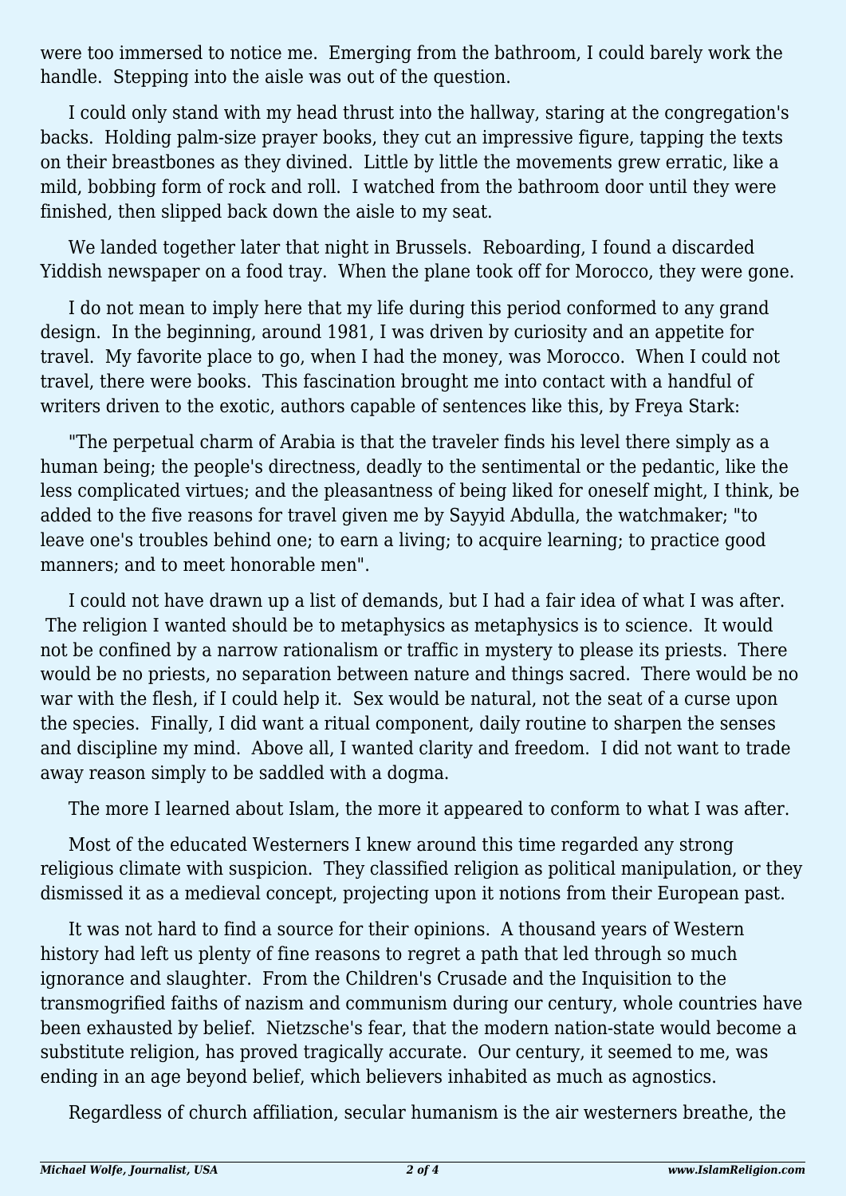were too immersed to notice me. Emerging from the bathroom, I could barely work the handle. Stepping into the aisle was out of the question.

I could only stand with my head thrust into the hallway, staring at the congregation's backs. Holding palm-size prayer books, they cut an impressive figure, tapping the texts on their breastbones as they divined. Little by little the movements grew erratic, like a mild, bobbing form of rock and roll. I watched from the bathroom door until they were finished, then slipped back down the aisle to my seat.

We landed together later that night in Brussels. Reboarding, I found a discarded Yiddish newspaper on a food tray. When the plane took off for Morocco, they were gone.

I do not mean to imply here that my life during this period conformed to any grand design. In the beginning, around 1981, I was driven by curiosity and an appetite for travel. My favorite place to go, when I had the money, was Morocco. When I could not travel, there were books. This fascination brought me into contact with a handful of writers driven to the exotic, authors capable of sentences like this, by Freya Stark:

"The perpetual charm of Arabia is that the traveler finds his level there simply as a human being; the people's directness, deadly to the sentimental or the pedantic, like the less complicated virtues; and the pleasantness of being liked for oneself might, I think, be added to the five reasons for travel given me by Sayyid Abdulla, the watchmaker; "to leave one's troubles behind one; to earn a living; to acquire learning; to practice good manners; and to meet honorable men".

I could not have drawn up a list of demands, but I had a fair idea of what I was after. The religion I wanted should be to metaphysics as metaphysics is to science. It would not be confined by a narrow rationalism or traffic in mystery to please its priests. There would be no priests, no separation between nature and things sacred. There would be no war with the flesh, if I could help it. Sex would be natural, not the seat of a curse upon the species. Finally, I did want a ritual component, daily routine to sharpen the senses and discipline my mind. Above all, I wanted clarity and freedom. I did not want to trade away reason simply to be saddled with a dogma.

The more I learned about Islam, the more it appeared to conform to what I was after.

Most of the educated Westerners I knew around this time regarded any strong religious climate with suspicion. They classified religion as political manipulation, or they dismissed it as a medieval concept, projecting upon it notions from their European past.

It was not hard to find a source for their opinions. A thousand years of Western history had left us plenty of fine reasons to regret a path that led through so much ignorance and slaughter. From the Children's Crusade and the Inquisition to the transmogrified faiths of nazism and communism during our century, whole countries have been exhausted by belief. Nietzsche's fear, that the modern nation-state would become a substitute religion, has proved tragically accurate. Our century, it seemed to me, was ending in an age beyond belief, which believers inhabited as much as agnostics.

Regardless of church affiliation, secular humanism is the air westerners breathe, the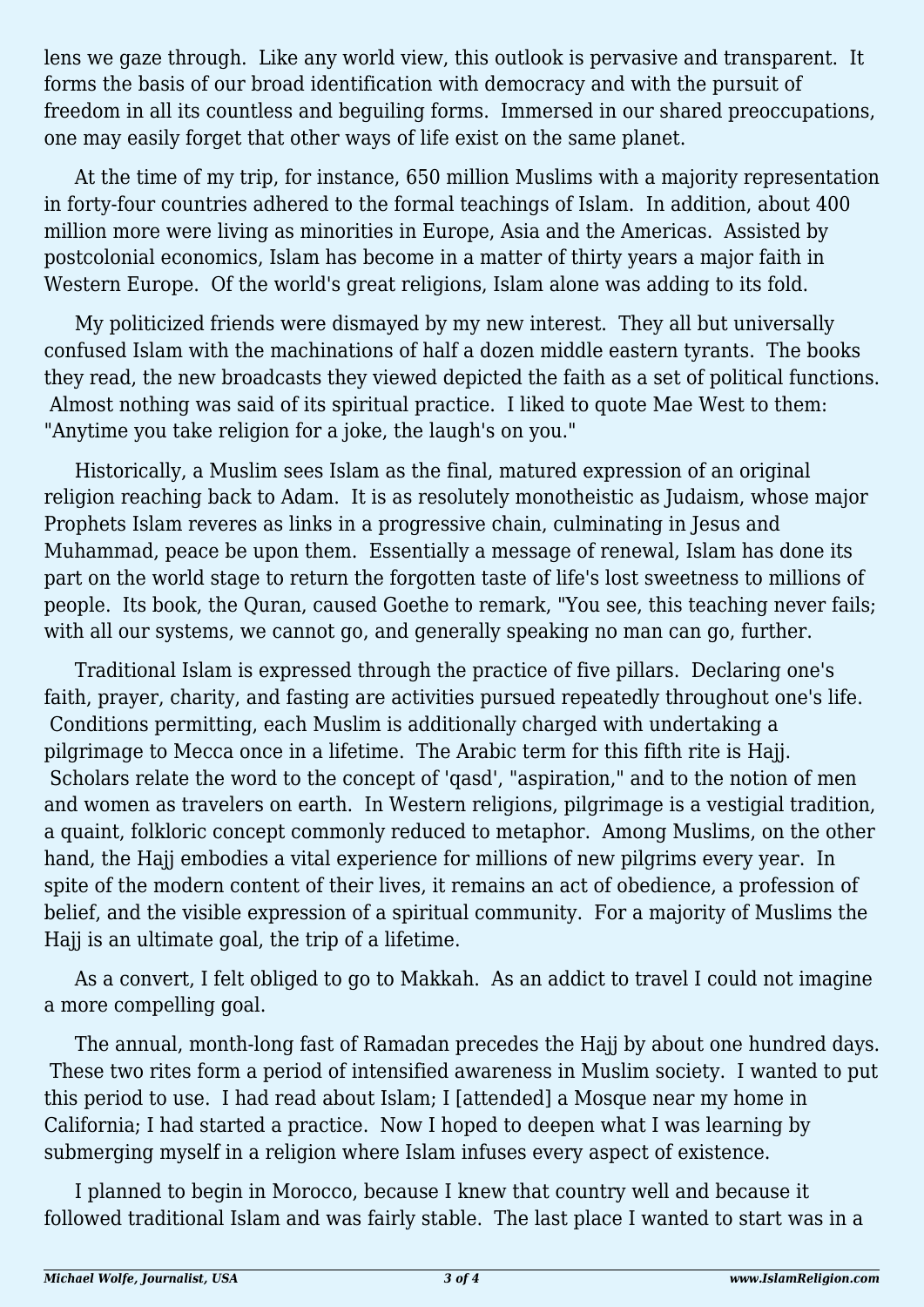lens we gaze through. Like any world view, this outlook is pervasive and transparent. It forms the basis of our broad identification with democracy and with the pursuit of freedom in all its countless and beguiling forms. Immersed in our shared preoccupations, one may easily forget that other ways of life exist on the same planet.

At the time of my trip, for instance, 650 million Muslims with a majority representation in forty-four countries adhered to the formal teachings of Islam. In addition, about 400 million more were living as minorities in Europe, Asia and the Americas. Assisted by postcolonial economics, Islam has become in a matter of thirty years a major faith in Western Europe. Of the world's great religions, Islam alone was adding to its fold.

My politicized friends were dismayed by my new interest. They all but universally confused Islam with the machinations of half a dozen middle eastern tyrants. The books they read, the new broadcasts they viewed depicted the faith as a set of political functions. Almost nothing was said of its spiritual practice. I liked to quote Mae West to them: "Anytime you take religion for a joke, the laugh's on you."

Historically, a Muslim sees Islam as the final, matured expression of an original religion reaching back to Adam. It is as resolutely monotheistic as Judaism, whose major Prophets Islam reveres as links in a progressive chain, culminating in Jesus and Muhammad, peace be upon them. Essentially a message of renewal, Islam has done its part on the world stage to return the forgotten taste of life's lost sweetness to millions of people. Its book, the Quran, caused Goethe to remark, "You see, this teaching never fails; with all our systems, we cannot go, and generally speaking no man can go, further.

Traditional Islam is expressed through the practice of five pillars. Declaring one's faith, prayer, charity, and fasting are activities pursued repeatedly throughout one's life. Conditions permitting, each Muslim is additionally charged with undertaking a pilgrimage to Mecca once in a lifetime. The Arabic term for this fifth rite is Hajj. Scholars relate the word to the concept of 'qasd', "aspiration," and to the notion of men and women as travelers on earth. In Western religions, pilgrimage is a vestigial tradition, a quaint, folkloric concept commonly reduced to metaphor. Among Muslims, on the other hand, the Hajj embodies a vital experience for millions of new pilgrims every year. In spite of the modern content of their lives, it remains an act of obedience, a profession of belief, and the visible expression of a spiritual community. For a majority of Muslims the Hajj is an ultimate goal, the trip of a lifetime.

As a convert, I felt obliged to go to Makkah. As an addict to travel I could not imagine a more compelling goal.

The annual, month-long fast of Ramadan precedes the Hajj by about one hundred days. These two rites form a period of intensified awareness in Muslim society. I wanted to put this period to use. I had read about Islam; I [attended] a Mosque near my home in California; I had started a practice. Now I hoped to deepen what I was learning by submerging myself in a religion where Islam infuses every aspect of existence.

I planned to begin in Morocco, because I knew that country well and because it followed traditional Islam and was fairly stable. The last place I wanted to start was in a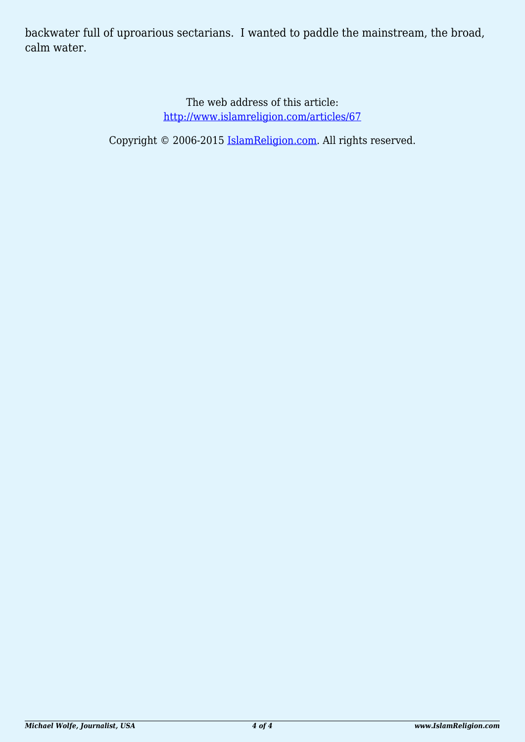backwater full of uproarious sectarians.  I wanted to paddle the mainstream, the broad, calm water.

The web address of this article:
http://www.islamreligion.com/articles/67

Copyright © 2006-2015 IslamReligion.com. All rights reserved.